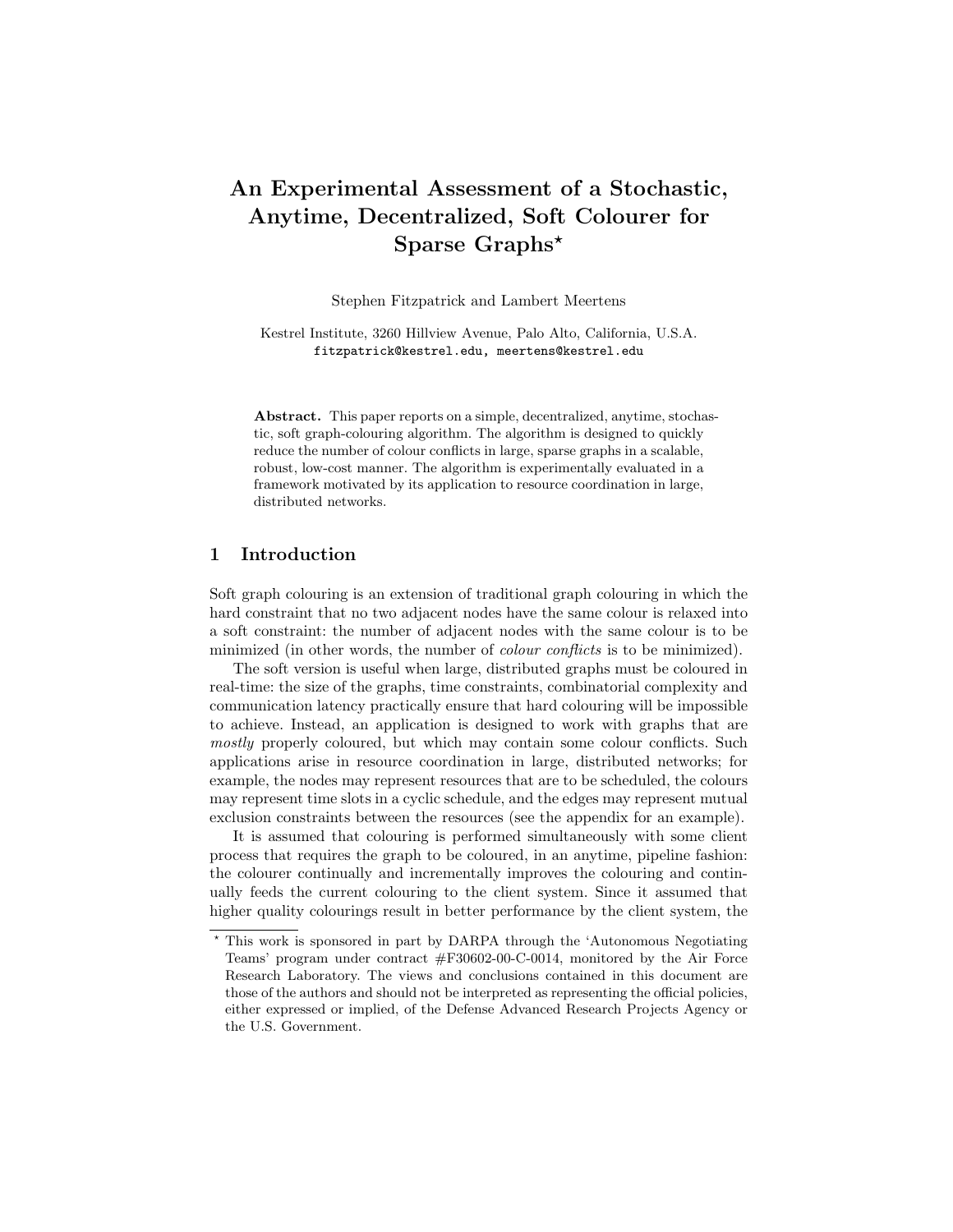# An Experimental Assessment of a Stochastic, Anytime, Decentralized, Soft Colourer for Sparse Graphs*

Stephen Fitzpatrick and Lambert Meertens

Kestrel Institute, 3260 Hillview Avenue, Palo Alto, California, U.S.A.
fitzpatrick@kestrel.edu, meertens@kestrel.edu

**Abstract.** This paper reports on a simple, decentralized, anytime, stochastic, soft graph-colouring algorithm. The algorithm is designed to quickly reduce the number of colour conflicts in large, sparse graphs in a scalable, robust, low-cost manner. The algorithm is experimentally evaluated in a framework motivated by its application to resource coordination in large, distributed networks.

## 1 Introduction

Soft graph colouring is an extension of traditional graph colouring in which the hard constraint that no two adjacent nodes have the same colour is relaxed into a soft constraint: the number of adjacent nodes with the same colour is to be minimized (in other words, the number of *colour conflicts* is to be minimized).

The soft version is useful when large, distributed graphs must be coloured in real-time: the size of the graphs, time constraints, combinatorial complexity and communication latency practically ensure that hard colouring will be impossible to achieve. Instead, an application is designed to work with graphs that are *mostly* properly coloured, but which may contain some colour conflicts. Such applications arise in resource coordination in large, distributed networks; for example, the nodes may represent resources that are to be scheduled, the colours may represent time slots in a cyclic schedule, and the edges may represent mutual exclusion constraints between the resources (see the appendix for an example).

It is assumed that colouring is performed simultaneously with some client process that requires the graph to be coloured, in an anytime, pipeline fashion: the colourer continually and incrementally improves the colouring and continually feeds the current colouring to the client system. Since it assumed that higher quality colourings result in better performance by the client system, the

* This work is sponsored in part by DARPA through the 'Autonomous Negotiating Teams' program under contract #F30602-00-C-0014, monitored by the Air Force Research Laboratory. The views and conclusions contained in this document are those of the authors and should not be interpreted as representing the official policies, either expressed or implied, of the Defense Advanced Research Projects Agency or the U.S. Government.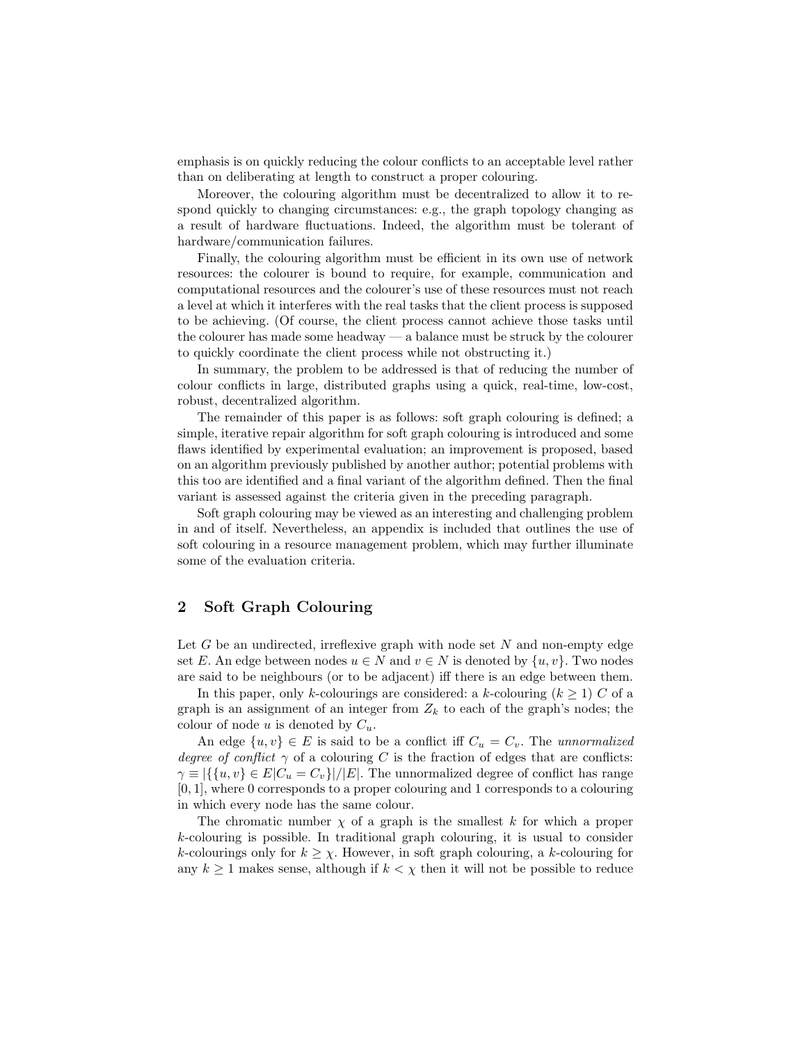emphasis is on quickly reducing the colour conflicts to an acceptable level rather than on deliberating at length to construct a proper colouring.

Moreover, the colouring algorithm must be decentralized to allow it to respond quickly to changing circumstances: e.g., the graph topology changing as a result of hardware fluctuations. Indeed, the algorithm must be tolerant of hardware/communication failures.

Finally, the colouring algorithm must be efficient in its own use of network resources: the colourer is bound to require, for example, communication and computational resources and the colourer's use of these resources must not reach a level at which it interferes with the real tasks that the client process is supposed to be achieving. (Of course, the client process cannot achieve those tasks until the colourer has made some headway — a balance must be struck by the colourer to quickly coordinate the client process while not obstructing it.)

In summary, the problem to be addressed is that of reducing the number of colour conflicts in large, distributed graphs using a quick, real-time, low-cost, robust, decentralized algorithm.

The remainder of this paper is as follows: soft graph colouring is defined; a simple, iterative repair algorithm for soft graph colouring is introduced and some flaws identified by experimental evaluation; an improvement is proposed, based on an algorithm previously published by another author; potential problems with this too are identified and a final variant of the algorithm defined. Then the final variant is assessed against the criteria given in the preceding paragraph.

Soft graph colouring may be viewed as an interesting and challenging problem in and of itself. Nevertheless, an appendix is included that outlines the use of soft colouring in a resource management problem, which may further illuminate some of the evaluation criteria.

## 2 Soft Graph Colouring

Let $G$ be an undirected, irreflexive graph with node set $N$ and non-empty edge set $E$. An edge between nodes $u \in N$ and $v \in N$ is denoted by $\{u, v\}$. Two nodes are said to be neighbours (or to be adjacent) iff there is an edge between them.

In this paper, only $k$-colourings are considered: a $k$-colouring ($k \geq 1$) $C$ of a graph is an assignment of an integer from $Z_k$ to each of the graph's nodes; the colour of node $u$ is denoted by $C_u$.

An edge $\{u, v\} \in E$ is said to be a conflict iff $C_u = C_v$. The *unnormalized degree of conflict* $\gamma$ of a colouring $C$ is the fraction of edges that are conflicts: $\gamma \equiv |\{\{u, v\} \in E | C_u = C_v\}|/|E|$. The unnormalized degree of conflict has range $[0, 1]$, where 0 corresponds to a proper colouring and 1 corresponds to a colouring in which every node has the same colour.

The chromatic number $\chi$ of a graph is the smallest $k$ for which a proper $k$-colouring is possible. In traditional graph colouring, it is usual to consider $k$-colourings only for $k \geq \chi$. However, in soft graph colouring, a $k$-colouring for any $k \geq 1$ makes sense, although if $k < \chi$ then it will not be possible to reduce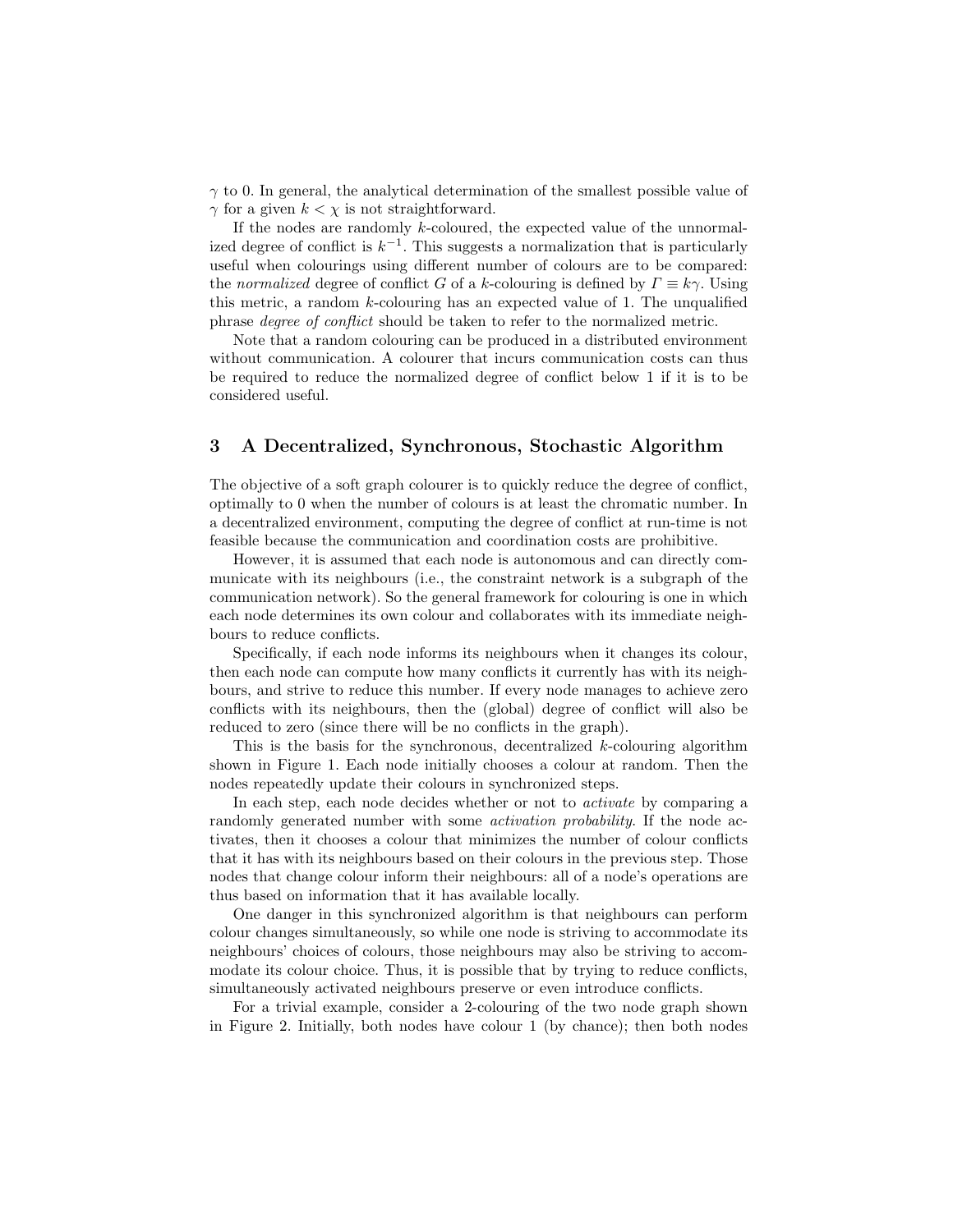$\gamma$ to 0. In general, the analytical determination of the smallest possible value of $\gamma$ for a given $k < \chi$ is not straightforward.

If the nodes are randomly $k$-coloured, the expected value of the unnormalized degree of conflict is $k^{-1}$. This suggests a normalization that is particularly useful when colourings using different number of colours are to be compared: the *normalized* degree of conflict $G$ of a $k$-colouring is defined by $\Gamma \equiv k\gamma$. Using this metric, a random $k$-colouring has an expected value of 1. The unqualified phrase *degree of conflict* should be taken to refer to the normalized metric.

Note that a random colouring can be produced in a distributed environment without communication. A colourer that incurs communication costs can thus be required to reduce the normalized degree of conflict below 1 if it is to be considered useful.

## 3 A Decentralized, Synchronous, Stochastic Algorithm

The objective of a soft graph colourer is to quickly reduce the degree of conflict, optimally to 0 when the number of colours is at least the chromatic number. In a decentralized environment, computing the degree of conflict at run-time is not feasible because the communication and coordination costs are prohibitive.

However, it is assumed that each node is autonomous and can directly communicate with its neighbours (i.e., the constraint network is a subgraph of the communication network). So the general framework for colouring is one in which each node determines its own colour and collaborates with its immediate neighbours to reduce conflicts.

Specifically, if each node informs its neighbours when it changes its colour, then each node can compute how many conflicts it currently has with its neighbours, and strive to reduce this number. If every node manages to achieve zero conflicts with its neighbours, then the (global) degree of conflict will also be reduced to zero (since there will be no conflicts in the graph).

This is the basis for the synchronous, decentralized $k$-colouring algorithm shown in Figure 1. Each node initially chooses a colour at random. Then the nodes repeatedly update their colours in synchronized steps.

In each step, each node decides whether or not to *activate* by comparing a randomly generated number with some *activation probability*. If the node activates, then it chooses a colour that minimizes the number of colour conflicts that it has with its neighbours based on their colours in the previous step. Those nodes that change colour inform their neighbours: all of a node's operations are thus based on information that it has available locally.

One danger in this synchronized algorithm is that neighbours can perform colour changes simultaneously, so while one node is striving to accommodate its neighbours' choices of colours, those neighbours may also be striving to accommodate its colour choice. Thus, it is possible that by trying to reduce conflicts, simultaneously activated neighbours preserve or even introduce conflicts.

For a trivial example, consider a 2-colouring of the two node graph shown in Figure 2. Initially, both nodes have colour 1 (by chance); then both nodes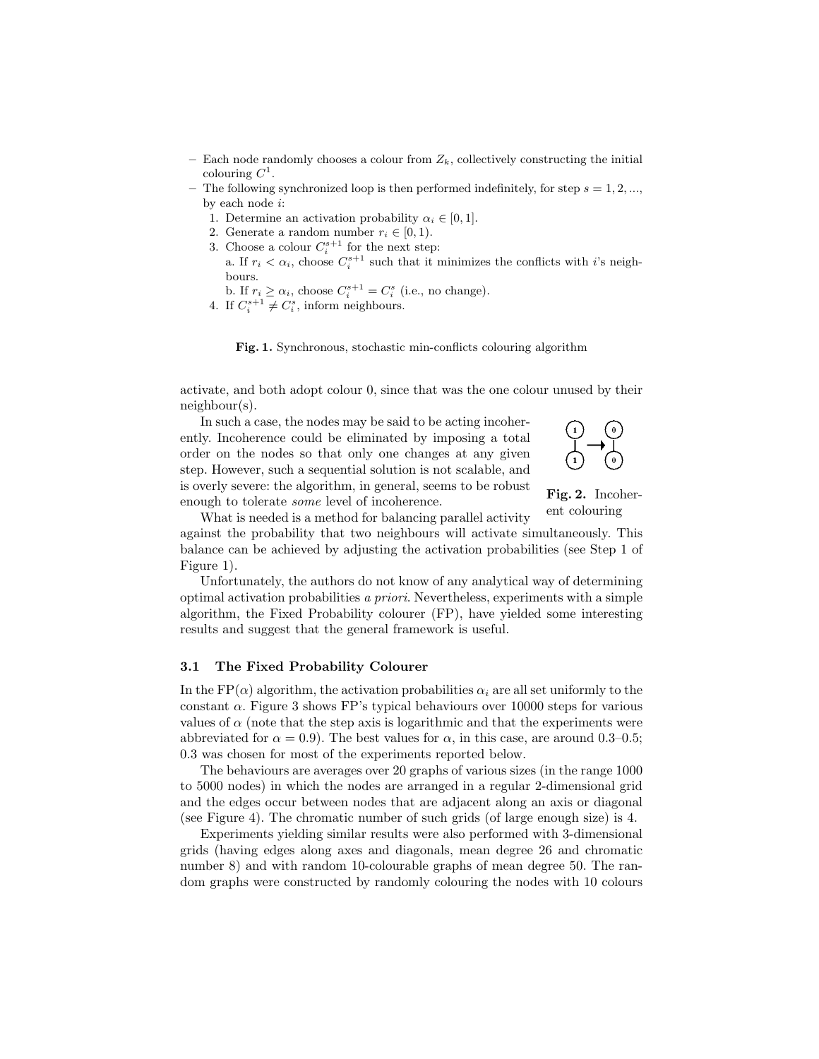- Each node randomly chooses a colour from $Z_k$, collectively constructing the initial colouring $C^1$.
- The following synchronized loop is then performed indefinitely, for step $s = 1, 2, ...$, by each node $i$:
  1. Determine an activation probability $\alpha_i \in [0, 1]$.
  2. Generate a random number $r_i \in [0, 1)$.
  3. Choose a colour $C_i^{s+1}$ for the next step:
     a. If $r_i < \alpha_i$, choose $C_i^{s+1}$ such that it minimizes the conflicts with $i$'s neighbours.
     b. If $r_i \geq \alpha_i$, choose $C_i^{s+1} = C_i^s$ (i.e., no change).
  4. If $C_i^{s+1} \neq C_i^s$, inform neighbours.

**Fig. 1.** Synchronous, stochastic min-conflicts colouring algorithm

activate, and both adopt colour 0, since that was the one colour unused by their neighbour(s).

In such a case, the nodes may be said to be acting incoherently. Incoherence could be eliminated by imposing a total order on the nodes so that only one changes at any given step. However, such a sequential solution is not scalable, and is overly severe: the algorithm, in general, seems to be robust enough to tolerate *some* level of incoherence.

**Fig. 2.** Incoherent colouring

What is needed is a method for balancing parallel activity against the probability that two neighbours will activate simultaneously. This balance can be achieved by adjusting the activation probabilities (see Step 1 of Figure 1).

Unfortunately, the authors do not know of any analytical way of determining optimal activation probabilities *a priori*. Nevertheless, experiments with a simple algorithm, the Fixed Probability colourer (FP), have yielded some interesting results and suggest that the general framework is useful.

### 3.1 The Fixed Probability Colourer

In the FP($\alpha$) algorithm, the activation probabilities $\alpha_i$ are all set uniformly to the constant $\alpha$. Figure 3 shows FP's typical behaviours over 10000 steps for various values of $\alpha$ (note that the step axis is logarithmic and that the experiments were abbreviated for $\alpha = 0.9$). The best values for $\alpha$, in this case, are around 0.3–0.5; 0.3 was chosen for most of the experiments reported below.

The behaviours are averages over 20 graphs of various sizes (in the range 1000 to 5000 nodes) in which the nodes are arranged in a regular 2-dimensional grid and the edges occur between nodes that are adjacent along an axis or diagonal (see Figure 4). The chromatic number of such grids (of large enough size) is 4.

Experiments yielding similar results were also performed with 3-dimensional grids (having edges along axes and diagonals, mean degree 26 and chromatic number 8) and with random 10-colourable graphs of mean degree 50. The random graphs were constructed by randomly colouring the nodes with 10 colours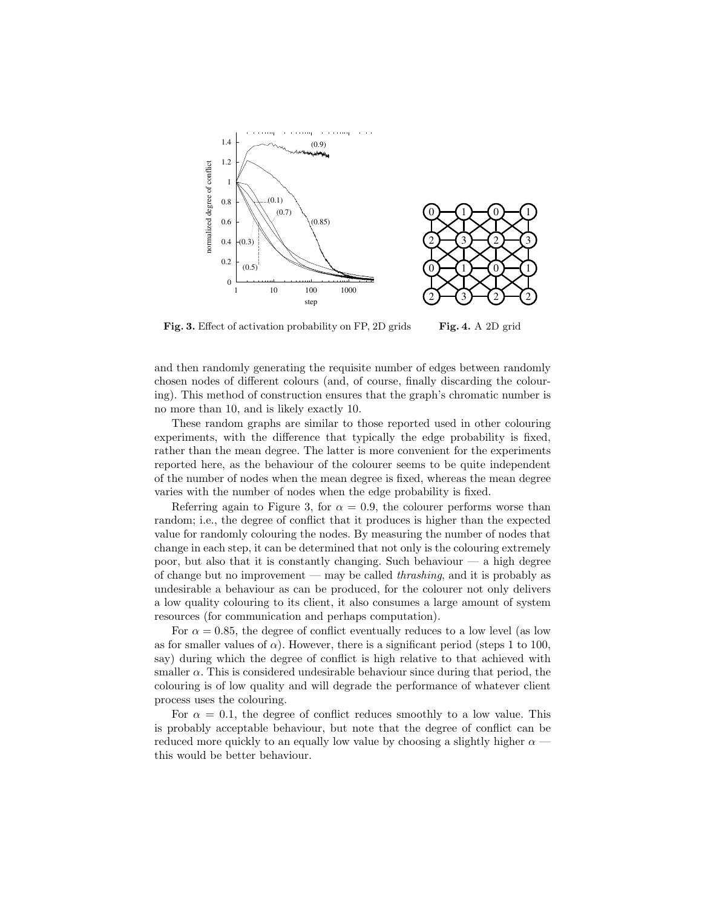**Fig. 3.** Effect of activation probability on FP, 2D grids

**Fig. 4.** A 2D grid

and then randomly generating the requisite number of edges between randomly chosen nodes of different colours (and, of course, finally discarding the colouring). This method of construction ensures that the graph's chromatic number is no more than 10, and is likely exactly 10.

These random graphs are similar to those reported used in other colouring experiments, with the difference that typically the edge probability is fixed, rather than the mean degree. The latter is more convenient for the experiments reported here, as the behaviour of the colourer seems to be quite independent of the number of nodes when the mean degree is fixed, whereas the mean degree varies with the number of nodes when the edge probability is fixed.

Referring again to Figure 3, for $\alpha = 0.9$, the colourer performs worse than random; i.e., the degree of conflict that it produces is higher than the expected value for randomly colouring the nodes. By measuring the number of nodes that change in each step, it can be determined that not only is the colouring extremely poor, but also that it is constantly changing. Such behaviour — a high degree of change but no improvement — may be called *thrashing*, and it is probably as undesirable a behaviour as can be produced, for the colourer not only delivers a low quality colouring to its client, it also consumes a large amount of system resources (for communication and perhaps computation).

For $\alpha = 0.85$, the degree of conflict eventually reduces to a low level (as low as for smaller values of $\alpha$). However, there is a significant period (steps 1 to 100, say) during which the degree of conflict is high relative to that achieved with smaller $\alpha$. This is considered undesirable behaviour since during that period, the colouring is of low quality and will degrade the performance of whatever client process uses the colouring.

For $\alpha = 0.1$, the degree of conflict reduces smoothly to a low value. This is probably acceptable behaviour, but note that the degree of conflict can be reduced more quickly to an equally low value by choosing a slightly higher $\alpha$ — this would be better behaviour.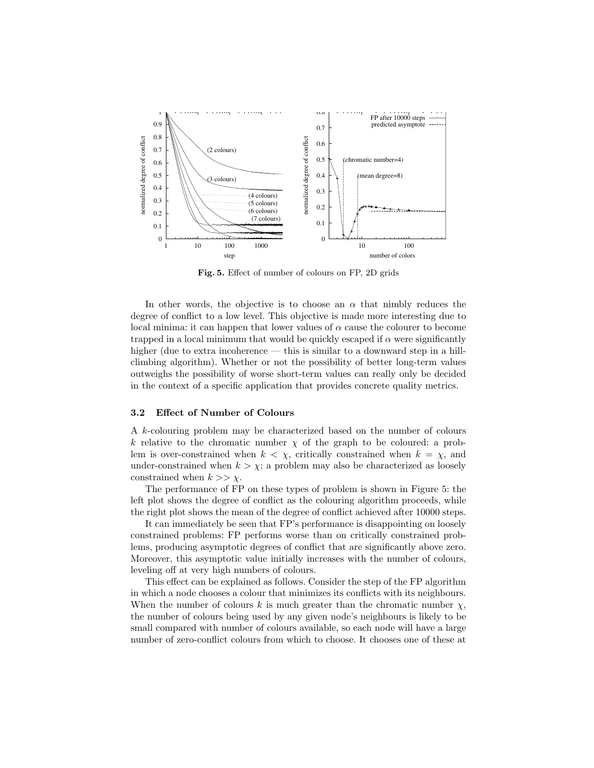**Fig. 5.** Effect of number of colours on FP, 2D grids

In other words, the objective is to choose an $\alpha$ that nimbly reduces the degree of conflict to a low level. This objective is made more interesting due to local minima: it can happen that lower values of $\alpha$ cause the colourer to become trapped in a local minimum that would be quickly escaped if $\alpha$ were significantly higher (due to extra incoherence — this is similar to a downward step in a hill-climbing algorithm). Whether or not the possibility of better long-term values outweighs the possibility of worse short-term values can really only be decided in the context of a specific application that provides concrete quality metrics.

### 3.2 Effect of Number of Colours

A $k$-colouring problem may be characterized based on the number of colours $k$ relative to the chromatic number $\chi$ of the graph to be coloured: a problem is over-constrained when $k < \chi$, critically constrained when $k = \chi$, and under-constrained when $k > \chi$; a problem may also be characterized as loosely constrained when $k >> \chi$.

The performance of FP on these types of problem is shown in Figure 5: the left plot shows the degree of conflict as the colouring algorithm proceeds, while the right plot shows the mean of the degree of conflict achieved after 10000 steps.

It can immediately be seen that FP's performance is disappointing on loosely constrained problems: FP performs worse than on critically constrained problems, producing asymptotic degrees of conflict that are significantly above zero. Moreover, this asymptotic value initially increases with the number of colours, leveling off at very high numbers of colours.

This effect can be explained as follows. Consider the step of the FP algorithm in which a node chooses a colour that minimizes its conflicts with its neighbours. When the number of colours $k$ is much greater than the chromatic number $\chi$, the number of colours being used by any given node's neighbours is likely to be small compared with number of colours available, so each node will have a large number of zero-conflict colours from which to choose. It chooses one of these at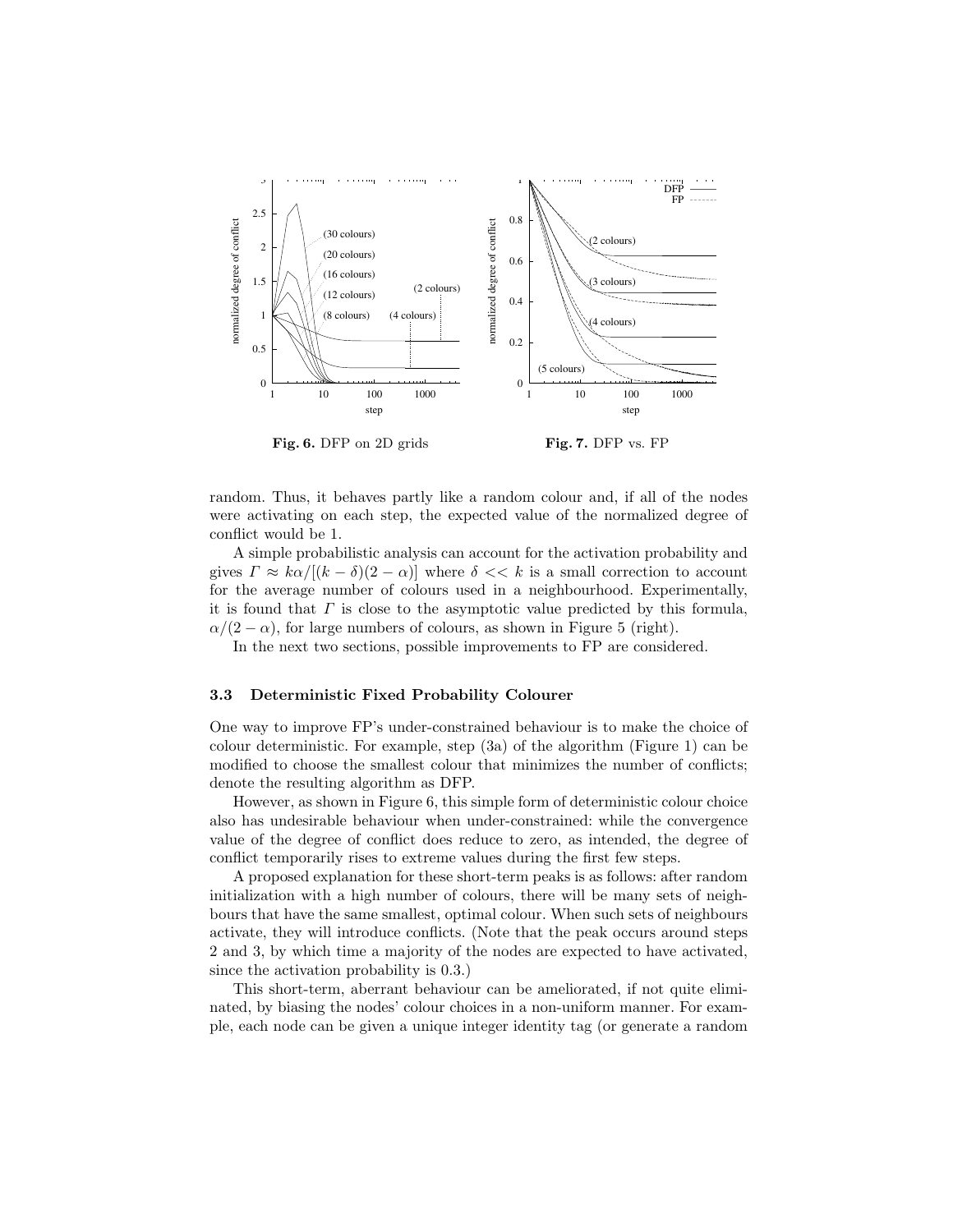**Fig. 6.** DFP on 2D grids

**Fig. 7.** DFP vs. FP

random. Thus, it behaves partly like a random colour and, if all of the nodes were activating on each step, the expected value of the normalized degree of conflict would be 1.

A simple probabilistic analysis can account for the activation probability and gives $\Gamma \approx k\alpha/[(k-\delta)(2-\alpha)]$ where $\delta << k$ is a small correction to account for the average number of colours used in a neighbourhood. Experimentally, it is found that $\Gamma$ is close to the asymptotic value predicted by this formula, $\alpha/(2-\alpha)$, for large numbers of colours, as shown in Figure 5 (right).

In the next two sections, possible improvements to FP are considered.

### 3.3 Deterministic Fixed Probability Colourer

One way to improve FP's under-constrained behaviour is to make the choice of colour deterministic. For example, step (3a) of the algorithm (Figure 1) can be modified to choose the smallest colour that minimizes the number of conflicts; denote the resulting algorithm as DFP.

However, as shown in Figure 6, this simple form of deterministic colour choice also has undesirable behaviour when under-constrained: while the convergence value of the degree of conflict does reduce to zero, as intended, the degree of conflict temporarily rises to extreme values during the first few steps.

A proposed explanation for these short-term peaks is as follows: after random initialization with a high number of colours, there will be many sets of neighbours that have the same smallest, optimal colour. When such sets of neighbours activate, they will introduce conflicts. (Note that the peak occurs around steps 2 and 3, by which time a majority of the nodes are expected to have activated, since the activation probability is 0.3.)

This short-term, aberrant behaviour can be ameliorated, if not quite eliminated, by biasing the nodes' colour choices in a non-uniform manner. For example, each node can be given a unique integer identity tag (or generate a random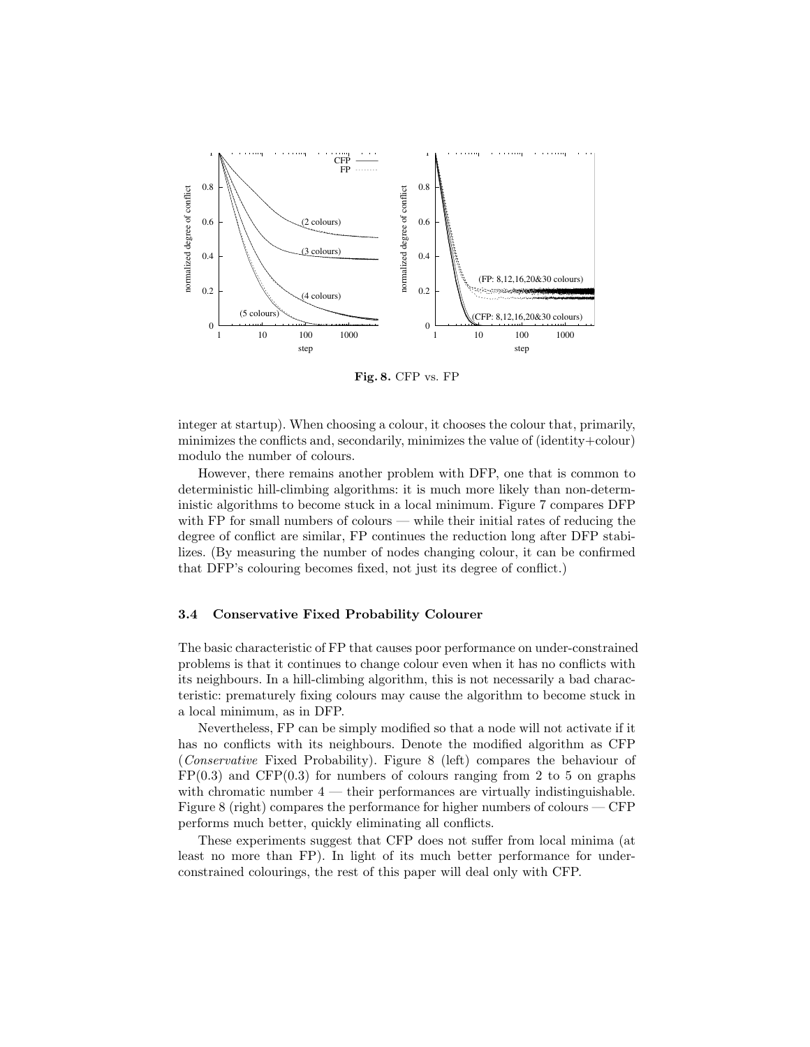integer at startup). When choosing a colour, it chooses the colour that, primarily, minimizes the conflicts and, secondarily, minimizes the value of (identity+colour) modulo the number of colours.

However, there remains another problem with DFP, one that is common to deterministic hill-climbing algorithms: it is much more likely than non-deterministic algorithms to become stuck in a local minimum. Figure 7 compares DFP with FP for small numbers of colours — while their initial rates of reducing the degree of conflict are similar, FP continues the reduction long after DFP stabilizes. (By measuring the number of nodes changing colour, it can be confirmed that DFP's colouring becomes fixed, not just its degree of conflict.)

### 3.4 Conservative Fixed Probability Colourer

The basic characteristic of FP that causes poor performance on under-constrained problems is that it continues to change colour even when it has no conflicts with its neighbours. In a hill-climbing algorithm, this is not necessarily a bad characteristic: prematurely fixing colours may cause the algorithm to become stuck in a local minimum, as in DFP.

Nevertheless, FP can be simply modified so that a node will not activate if it has no conflicts with its neighbours. Denote the modified algorithm as CFP (*Conservative* Fixed Probability). Figure 8 (left) compares the behaviour of FP(0.3) and CFP(0.3) for numbers of colours ranging from 2 to 5 on graphs with chromatic number 4 — their performances are virtually indistinguishable. Figure 8 (right) compares the performance for higher numbers of colours — CFP performs much better, quickly eliminating all conflicts.

These experiments suggest that CFP does not suffer from local minima (at least no more than FP). In light of its much better performance for under-constrained colourings, the rest of this paper will deal only with CFP.

**Fig. 8.** CFP vs. FP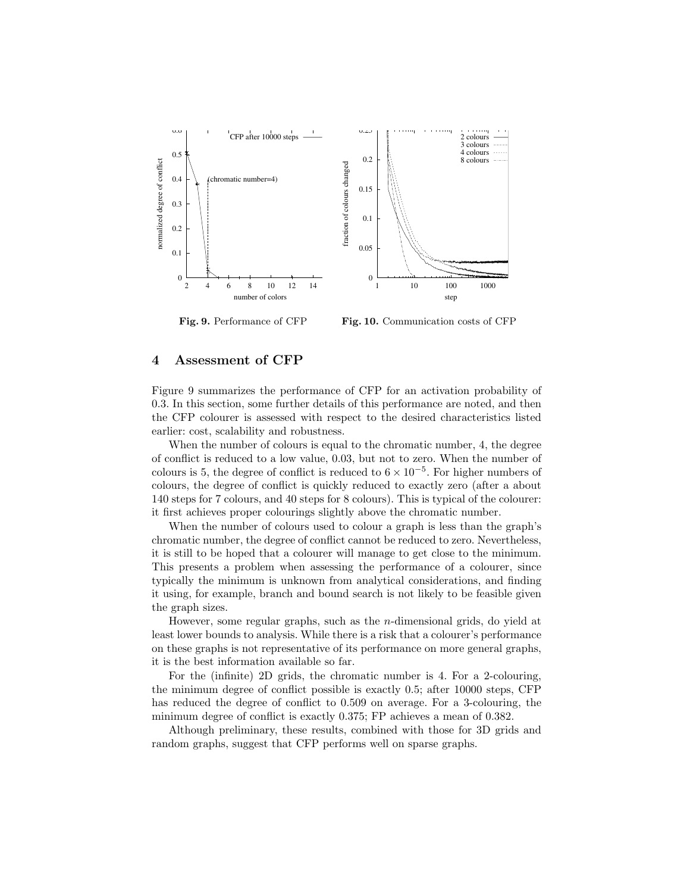**Fig. 9.** Performance of CFP

**Fig. 10.** Communication costs of CFP

## 4 Assessment of CFP

Figure 9 summarizes the performance of CFP for an activation probability of 0.3. In this section, some further details of this performance are noted, and then the CFP colourer is assessed with respect to the desired characteristics listed earlier: cost, scalability and robustness.

When the number of colours is equal to the chromatic number, 4, the degree of conflict is reduced to a low value, 0.03, but not to zero. When the number of colours is 5, the degree of conflict is reduced to $6 \times 10^{-5}$. For higher numbers of colours, the degree of conflict is quickly reduced to exactly zero (after a about 140 steps for 7 colours, and 40 steps for 8 colours). This is typical of the colourer: it first achieves proper colourings slightly above the chromatic number.

When the number of colours used to colour a graph is less than the graph's chromatic number, the degree of conflict cannot be reduced to zero. Nevertheless, it is still to be hoped that a colourer will manage to get close to the minimum. This presents a problem when assessing the performance of a colourer, since typically the minimum is unknown from analytical considerations, and finding it using, for example, branch and bound search is not likely to be feasible given the graph sizes.

However, some regular graphs, such as the $n$-dimensional grids, do yield at least lower bounds to analysis. While there is a risk that a colourer's performance on these graphs is not representative of its performance on more general graphs, it is the best information available so far.

For the (infinite) 2D grids, the chromatic number is 4. For a 2-colouring, the minimum degree of conflict possible is exactly 0.5; after 10000 steps, CFP has reduced the degree of conflict to 0.509 on average. For a 3-colouring, the minimum degree of conflict is exactly 0.375; FP achieves a mean of 0.382.

Although preliminary, these results, combined with those for 3D grids and random graphs, suggest that CFP performs well on sparse graphs.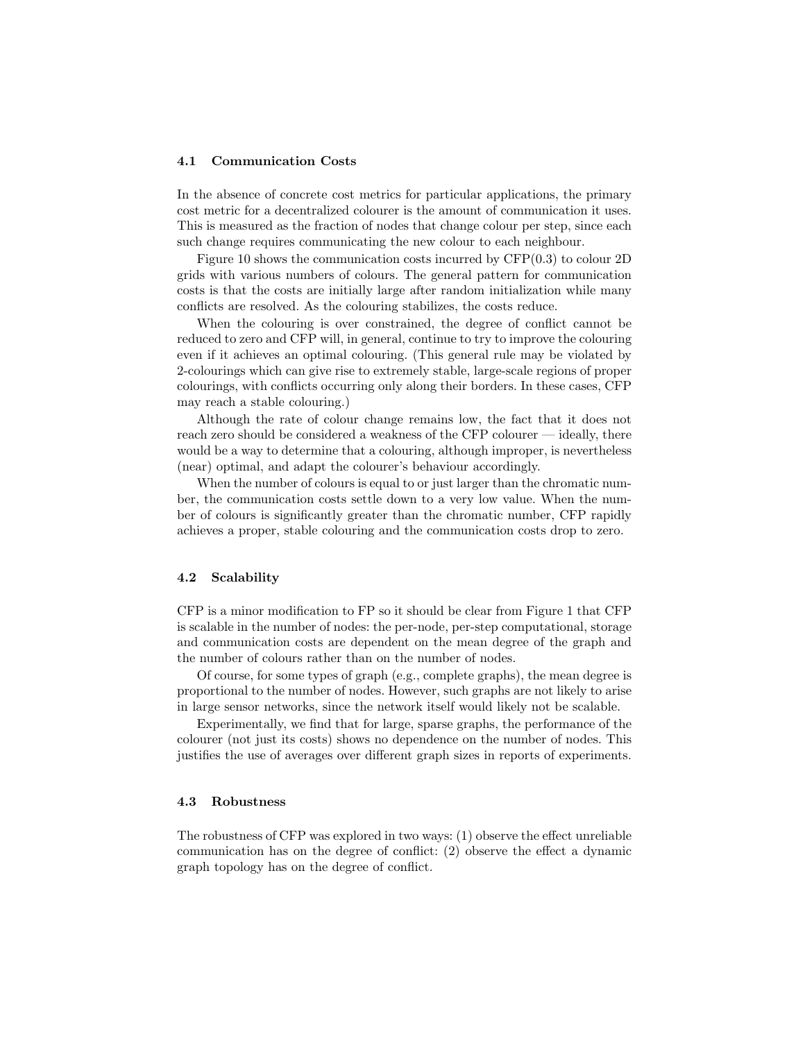### 4.1 Communication Costs

In the absence of concrete cost metrics for particular applications, the primary cost metric for a decentralized colourer is the amount of communication it uses. This is measured as the fraction of nodes that change colour per step, since each such change requires communicating the new colour to each neighbour.

Figure 10 shows the communication costs incurred by CFP(0.3) to colour 2D grids with various numbers of colours. The general pattern for communication costs is that the costs are initially large after random initialization while many conflicts are resolved. As the colouring stabilizes, the costs reduce.

When the colouring is over constrained, the degree of conflict cannot be reduced to zero and CFP will, in general, continue to try to improve the colouring even if it achieves an optimal colouring. (This general rule may be violated by 2-colourings which can give rise to extremely stable, large-scale regions of proper colourings, with conflicts occurring only along their borders. In these cases, CFP may reach a stable colouring.)

Although the rate of colour change remains low, the fact that it does not reach zero should be considered a weakness of the CFP colourer — ideally, there would be a way to determine that a colouring, although improper, is nevertheless (near) optimal, and adapt the colourer's behaviour accordingly.

When the number of colours is equal to or just larger than the chromatic number, the communication costs settle down to a very low value. When the number of colours is significantly greater than the chromatic number, CFP rapidly achieves a proper, stable colouring and the communication costs drop to zero.

### 4.2 Scalability

CFP is a minor modification to FP so it should be clear from Figure 1 that CFP is scalable in the number of nodes: the per-node, per-step computational, storage and communication costs are dependent on the mean degree of the graph and the number of colours rather than on the number of nodes.

Of course, for some types of graph (e.g., complete graphs), the mean degree is proportional to the number of nodes. However, such graphs are not likely to arise in large sensor networks, since the network itself would likely not be scalable.

Experimentally, we find that for large, sparse graphs, the performance of the colourer (not just its costs) shows no dependence on the number of nodes. This justifies the use of averages over different graph sizes in reports of experiments.

### 4.3 Robustness

The robustness of CFP was explored in two ways: (1) observe the effect unreliable communication has on the degree of conflict: (2) observe the effect a dynamic graph topology has on the degree of conflict.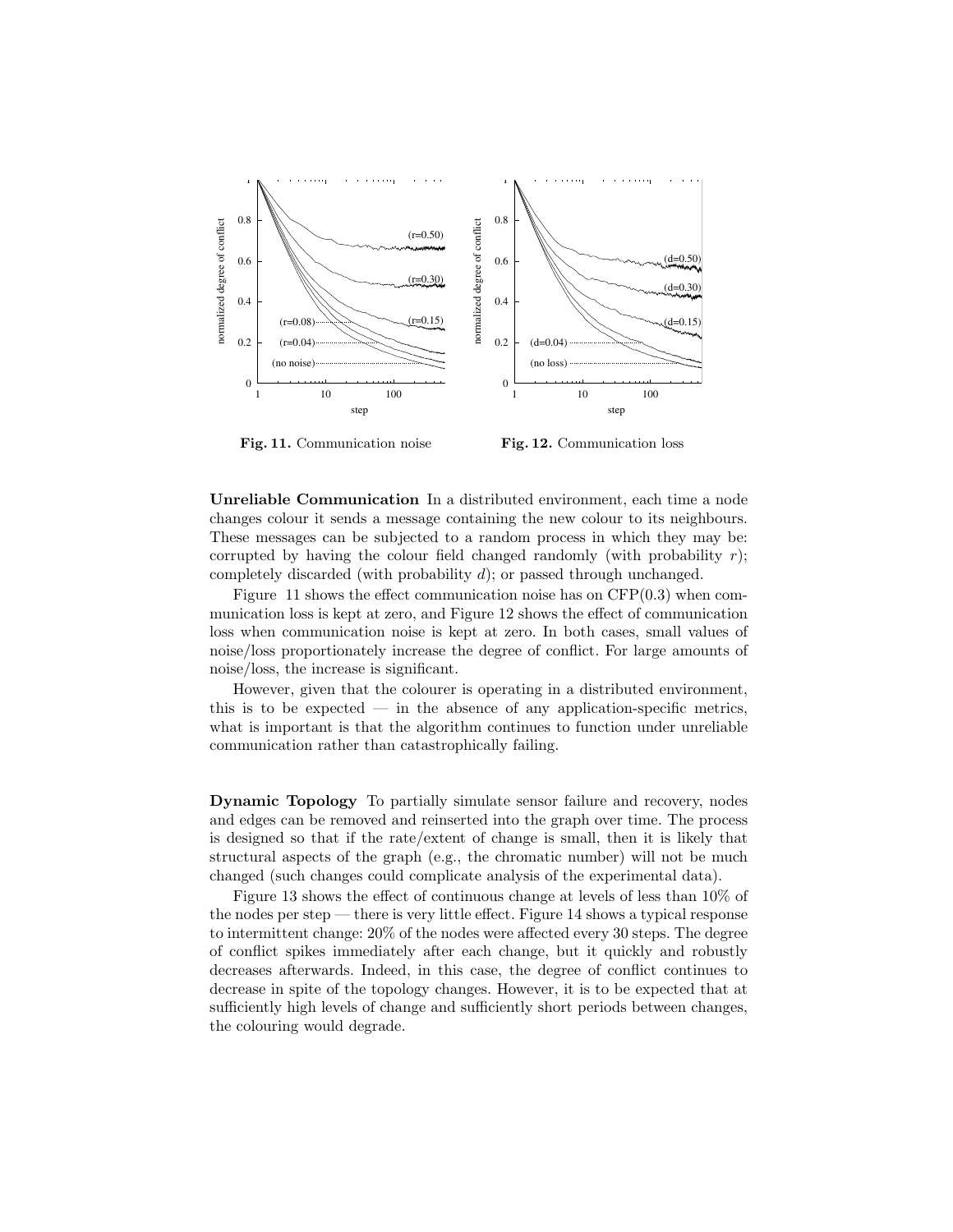**Fig. 11.** Communication noise

**Fig. 12.** Communication loss

**Unreliable Communication** In a distributed environment, each time a node changes colour it sends a message containing the new colour to its neighbours. These messages can be subjected to a random process in which they may be: corrupted by having the colour field changed randomly (with probability $r$); completely discarded (with probability $d$); or passed through unchanged.

Figure 11 shows the effect communication noise has on CFP(0.3) when communication loss is kept at zero, and Figure 12 shows the effect of communication loss when communication noise is kept at zero. In both cases, small values of noise/loss proportionately increase the degree of conflict. For large amounts of noise/loss, the increase is significant.

However, given that the colourer is operating in a distributed environment, this is to be expected — in the absence of any application-specific metrics, what is important is that the algorithm continues to function under unreliable communication rather than catastrophically failing.

**Dynamic Topology** To partially simulate sensor failure and recovery, nodes and edges can be removed and reinserted into the graph over time. The process is designed so that if the rate/extent of change is small, then it is likely that structural aspects of the graph (e.g., the chromatic number) will not be much changed (such changes could complicate analysis of the experimental data).

Figure 13 shows the effect of continuous change at levels of less than 10% of the nodes per step — there is very little effect. Figure 14 shows a typical response to intermittent change: 20% of the nodes were affected every 30 steps. The degree of conflict spikes immediately after each change, but it quickly and robustly decreases afterwards. Indeed, in this case, the degree of conflict continues to decrease in spite of the topology changes. However, it is to be expected that at sufficiently high levels of change and sufficiently short periods between changes, the colouring would degrade.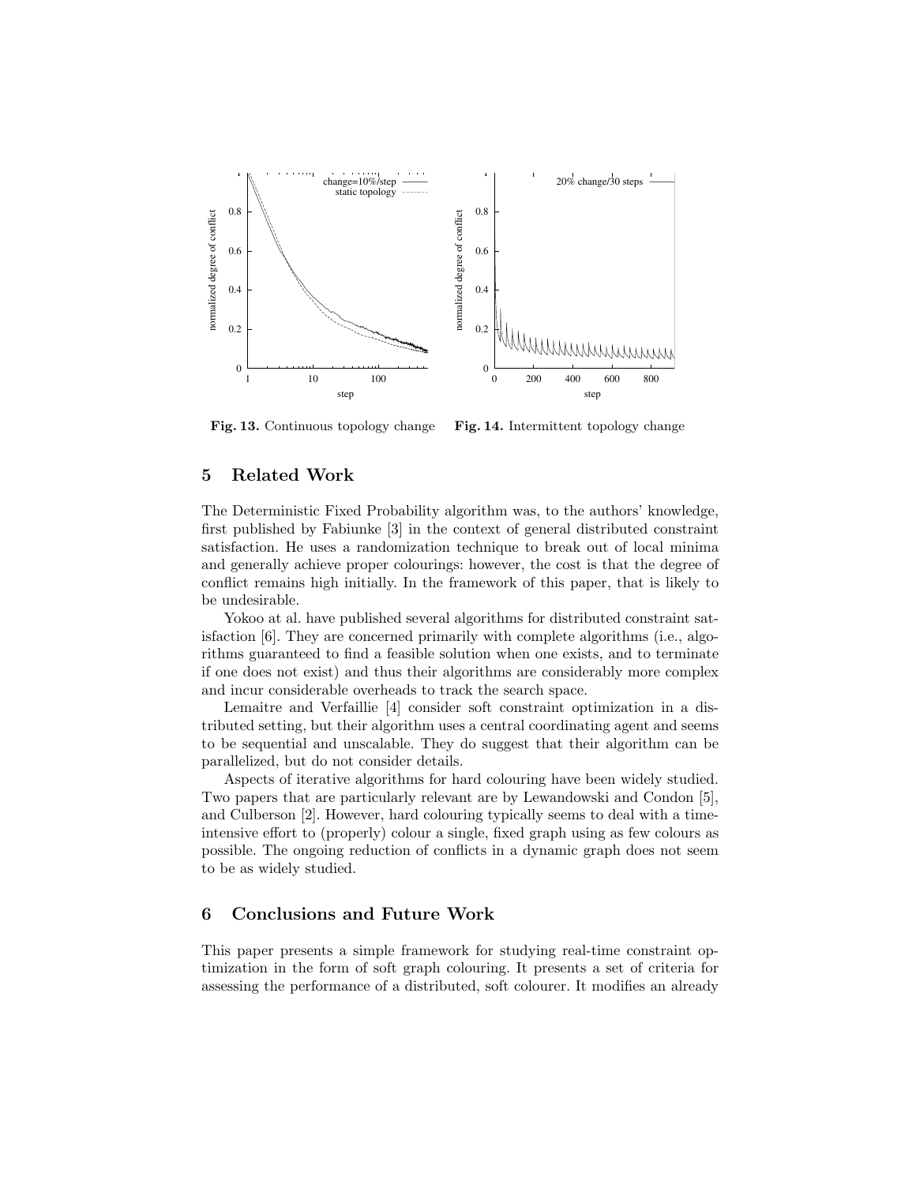Fig. 13. Continuous topology change

Fig. 14. Intermittent topology change

## 5 Related Work

The Deterministic Fixed Probability algorithm was, to the authors' knowledge, first published by Fabiunke [3] in the context of general distributed constraint satisfaction. He uses a randomization technique to break out of local minima and generally achieve proper colourings: however, the cost is that the degree of conflict remains high initially. In the framework of this paper, that is likely to be undesirable.

Yokoo at al. have published several algorithms for distributed constraint satisfaction [6]. They are concerned primarily with complete algorithms (i.e., algorithms guaranteed to find a feasible solution when one exists, and to terminate if one does not exist) and thus their algorithms are considerably more complex and incur considerable overheads to track the search space.

Lemaitre and Verfaillie [4] consider soft constraint optimization in a distributed setting, but their algorithm uses a central coordinating agent and seems to be sequential and unscalable. They do suggest that their algorithm can be parallelized, but do not consider details.

Aspects of iterative algorithms for hard colouring have been widely studied. Two papers that are particularly relevant are by Lewandowski and Condon [5], and Culberson [2]. However, hard colouring typically seems to deal with a time-intensive effort to (properly) colour a single, fixed graph using as few colours as possible. The ongoing reduction of conflicts in a dynamic graph does not seem to be as widely studied.

## 6 Conclusions and Future Work

This paper presents a simple framework for studying real-time constraint optimization in the form of soft graph colouring. It presents a set of criteria for assessing the performance of a distributed, soft colourer. It modifies an already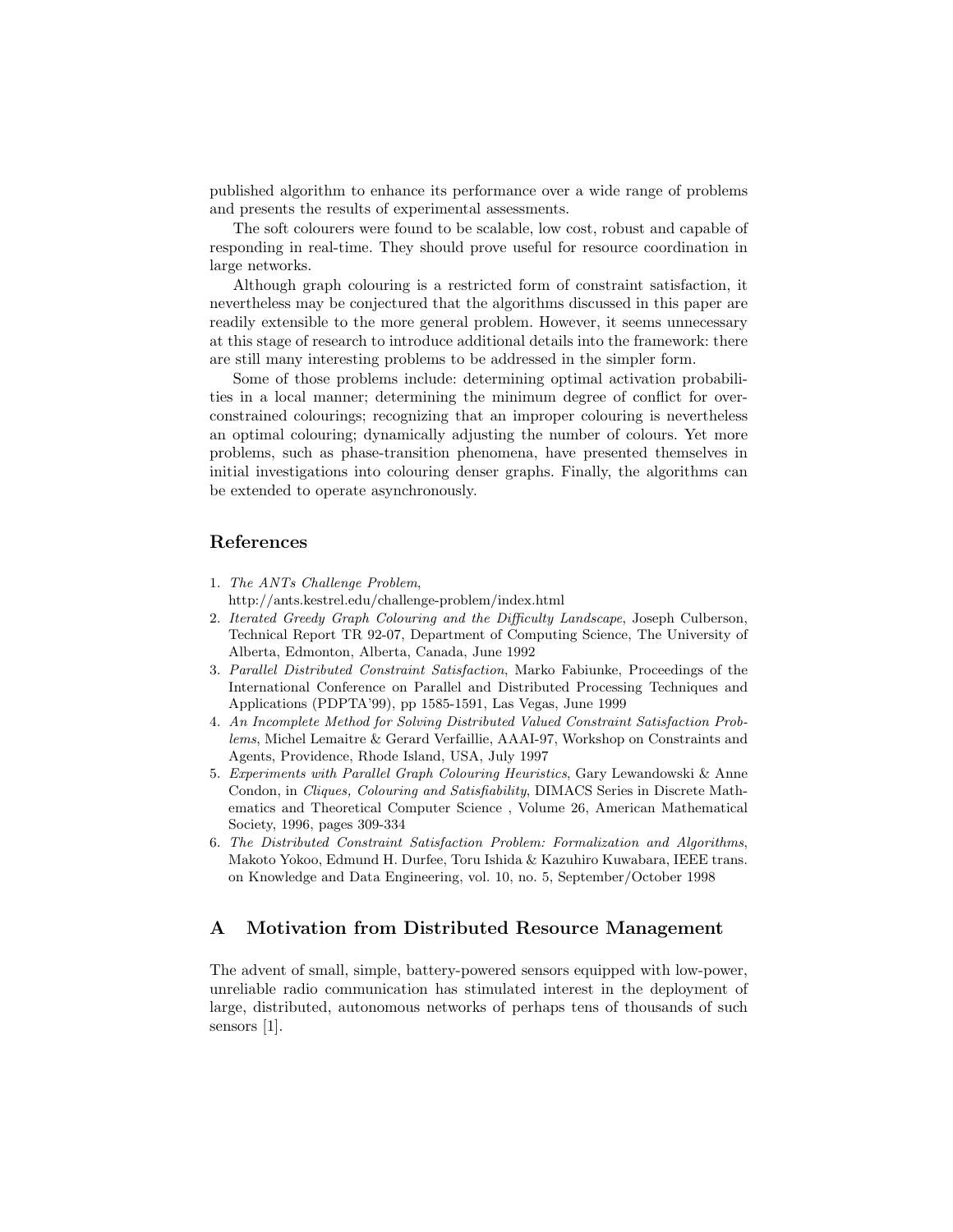published algorithm to enhance its performance over a wide range of problems and presents the results of experimental assessments.

The soft colourers were found to be scalable, low cost, robust and capable of responding in real-time. They should prove useful for resource coordination in large networks.

Although graph colouring is a restricted form of constraint satisfaction, it nevertheless may be conjectured that the algorithms discussed in this paper are readily extensible to the more general problem. However, it seems unnecessary at this stage of research to introduce additional details into the framework: there are still many interesting problems to be addressed in the simpler form.

Some of those problems include: determining optimal activation probabilities in a local manner; determining the minimum degree of conflict for over-constrained colourings; recognizing that an improper colouring is nevertheless an optimal colouring; dynamically adjusting the number of colours. Yet more problems, such as phase-transition phenomena, have presented themselves in initial investigations into colouring denser graphs. Finally, the algorithms can be extended to operate asynchronously.

## References

1. *The ANTs Challenge Problem*, http://ants.kestrel.edu/challenge-problem/index.html
2. *Iterated Greedy Graph Colouring and the Difficulty Landscape*, Joseph Culberson, Technical Report TR 92-07, Department of Computing Science, The University of Alberta, Edmonton, Alberta, Canada, June 1992
3. *Parallel Distributed Constraint Satisfaction*, Marko Fabiunke, Proceedings of the International Conference on Parallel and Distributed Processing Techniques and Applications (PDPTA'99), pp 1585-1591, Las Vegas, June 1999
4. *An Incomplete Method for Solving Distributed Valued Constraint Satisfaction Problems*, Michel Lemaitre & Gerard Verfaillie, AAAI-97, Workshop on Constraints and Agents, Providence, Rhode Island, USA, July 1997
5. *Experiments with Parallel Graph Colouring Heuristics*, Gary Lewandowski & Anne Condon, in *Cliques, Colouring and Satisfiability*, DIMACS Series in Discrete Mathematics and Theoretical Computer Science , Volume 26, American Mathematical Society, 1996, pages 309-334
6. *The Distributed Constraint Satisfaction Problem: Formalization and Algorithms*, Makoto Yokoo, Edmund H. Durfee, Toru Ishida & Kazuhiro Kuwabara, IEEE trans. on Knowledge and Data Engineering, vol. 10, no. 5, September/October 1998

## A Motivation from Distributed Resource Management

The advent of small, simple, battery-powered sensors equipped with low-power, unreliable radio communication has stimulated interest in the deployment of large, distributed, autonomous networks of perhaps tens of thousands of such sensors [1].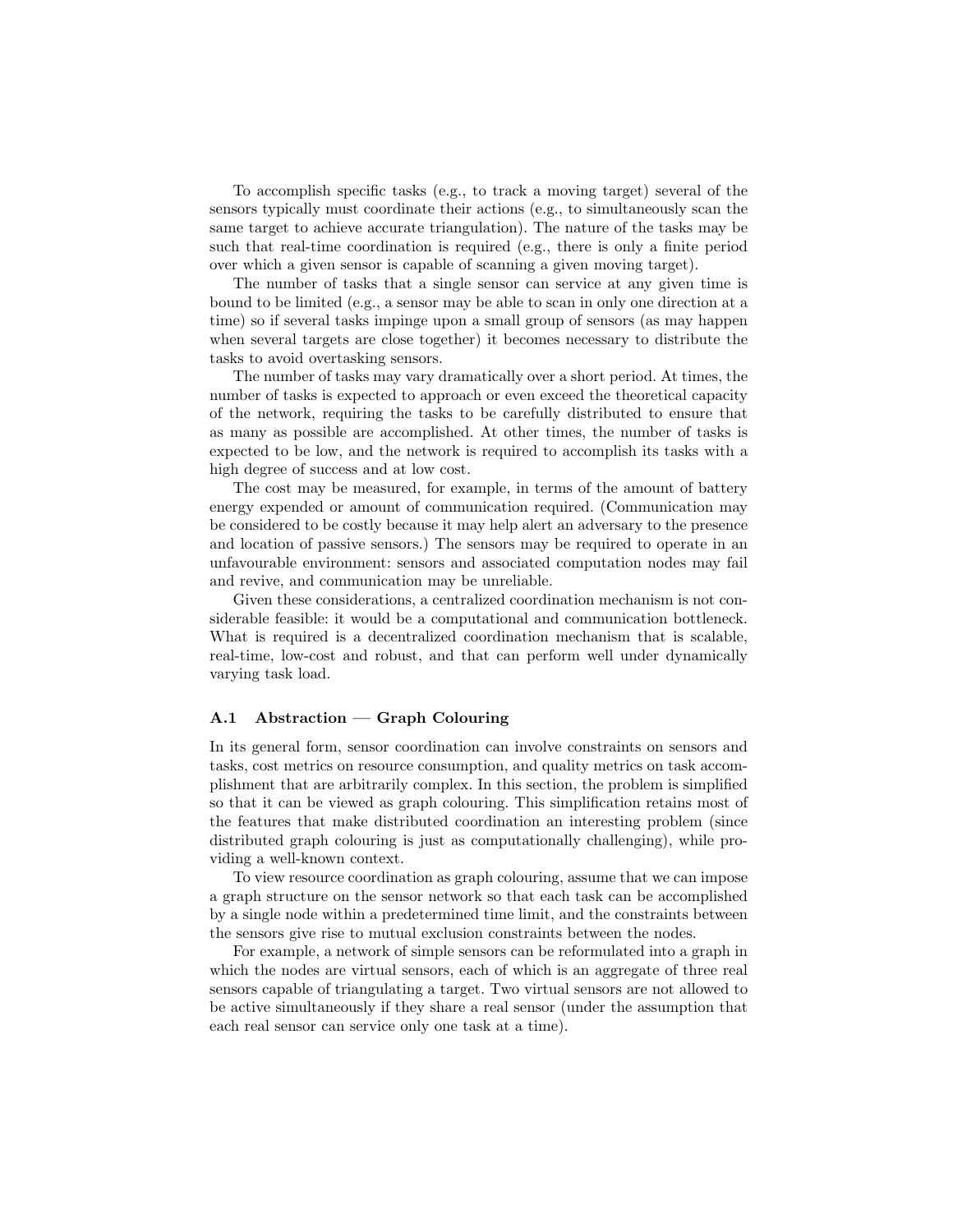To accomplish specific tasks (e.g., to track a moving target) several of the sensors typically must coordinate their actions (e.g., to simultaneously scan the same target to achieve accurate triangulation). The nature of the tasks may be such that real-time coordination is required (e.g., there is only a finite period over which a given sensor is capable of scanning a given moving target).

The number of tasks that a single sensor can service at any given time is bound to be limited (e.g., a sensor may be able to scan in only one direction at a time) so if several tasks impinge upon a small group of sensors (as may happen when several targets are close together) it becomes necessary to distribute the tasks to avoid overtasking sensors.

The number of tasks may vary dramatically over a short period. At times, the number of tasks is expected to approach or even exceed the theoretical capacity of the network, requiring the tasks to be carefully distributed to ensure that as many as possible are accomplished. At other times, the number of tasks is expected to be low, and the network is required to accomplish its tasks with a high degree of success and at low cost.

The cost may be measured, for example, in terms of the amount of battery energy expended or amount of communication required. (Communication may be considered to be costly because it may help alert an adversary to the presence and location of passive sensors.) The sensors may be required to operate in an unfavourable environment: sensors and associated computation nodes may fail and revive, and communication may be unreliable.

Given these considerations, a centralized coordination mechanism is not considerable feasible: it would be a computational and communication bottleneck. What is required is a decentralized coordination mechanism that is scalable, real-time, low-cost and robust, and that can perform well under dynamically varying task load.

### A.1 Abstraction — Graph Colouring

In its general form, sensor coordination can involve constraints on sensors and tasks, cost metrics on resource consumption, and quality metrics on task accomplishment that are arbitrarily complex. In this section, the problem is simplified so that it can be viewed as graph colouring. This simplification retains most of the features that make distributed coordination an interesting problem (since distributed graph colouring is just as computationally challenging), while providing a well-known context.

To view resource coordination as graph colouring, assume that we can impose a graph structure on the sensor network so that each task can be accomplished by a single node within a predetermined time limit, and the constraints between the sensors give rise to mutual exclusion constraints between the nodes.

For example, a network of simple sensors can be reformulated into a graph in which the nodes are virtual sensors, each of which is an aggregate of three real sensors capable of triangulating a target. Two virtual sensors are not allowed to be active simultaneously if they share a real sensor (under the assumption that each real sensor can service only one task at a time).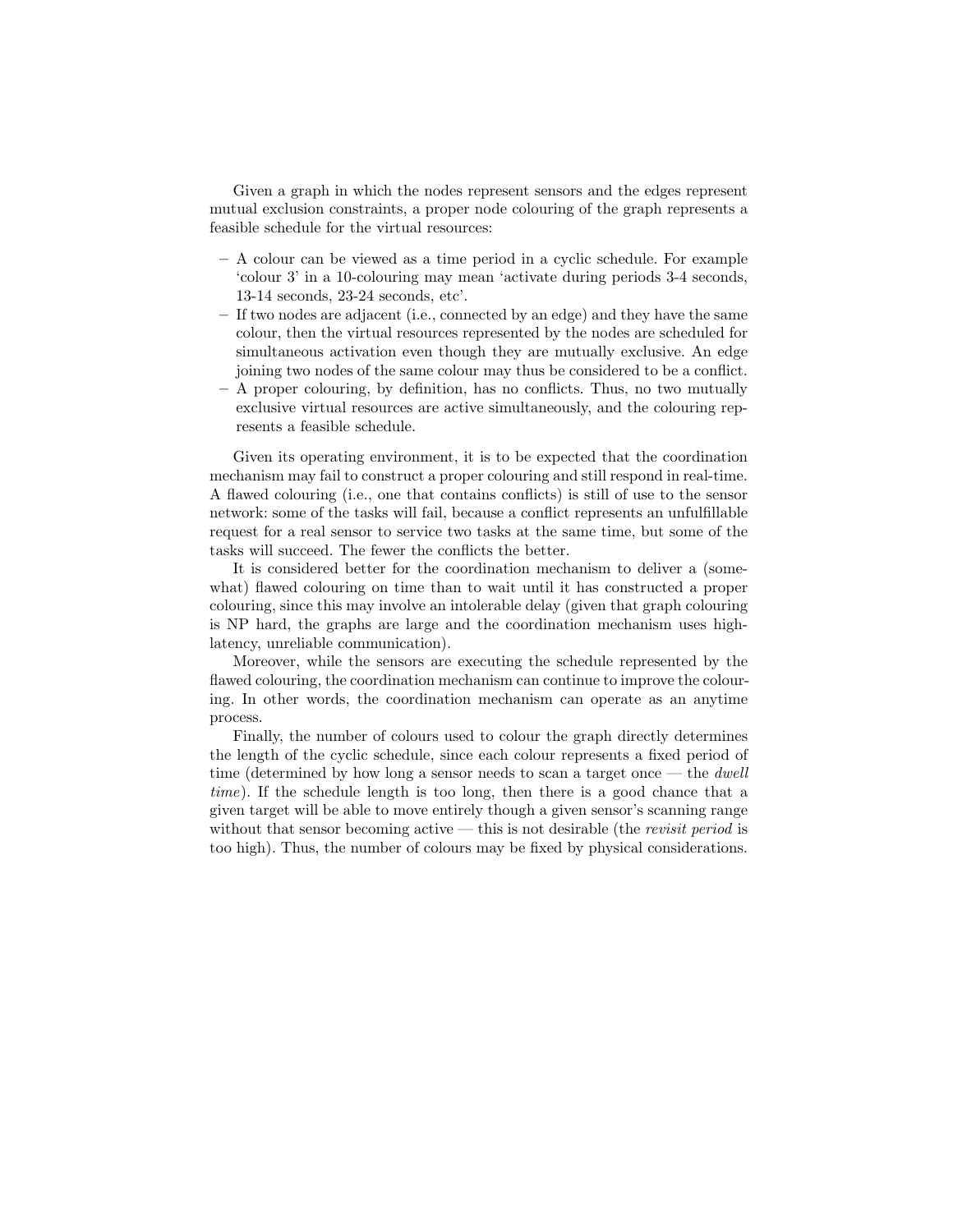Given a graph in which the nodes represent sensors and the edges represent mutual exclusion constraints, a proper node colouring of the graph represents a feasible schedule for the virtual resources:

- A colour can be viewed as a time period in a cyclic schedule. For example 'colour 3' in a 10-colouring may mean 'activate during periods 3-4 seconds, 13-14 seconds, 23-24 seconds, etc'.
- If two nodes are adjacent (i.e., connected by an edge) and they have the same colour, then the virtual resources represented by the nodes are scheduled for simultaneous activation even though they are mutually exclusive. An edge joining two nodes of the same colour may thus be considered to be a conflict.
- A proper colouring, by definition, has no conflicts. Thus, no two mutually exclusive virtual resources are active simultaneously, and the colouring represents a feasible schedule.

Given its operating environment, it is to be expected that the coordination mechanism may fail to construct a proper colouring and still respond in real-time. A flawed colouring (i.e., one that contains conflicts) is still of use to the sensor network: some of the tasks will fail, because a conflict represents an unfulfillable request for a real sensor to service two tasks at the same time, but some of the tasks will succeed. The fewer the conflicts the better.

It is considered better for the coordination mechanism to deliver a (somewhat) flawed colouring on time than to wait until it has constructed a proper colouring, since this may involve an intolerable delay (given that graph colouring is NP hard, the graphs are large and the coordination mechanism uses high-latency, unreliable communication).

Moreover, while the sensors are executing the schedule represented by the flawed colouring, the coordination mechanism can continue to improve the colouring. In other words, the coordination mechanism can operate as an anytime process.

Finally, the number of colours used to colour the graph directly determines the length of the cyclic schedule, since each colour represents a fixed period of time (determined by how long a sensor needs to scan a target once — the *dwell time*). If the schedule length is too long, then there is a good chance that a given target will be able to move entirely though a given sensor's scanning range without that sensor becoming active — this is not desirable (the *revisit period* is too high). Thus, the number of colours may be fixed by physical considerations.